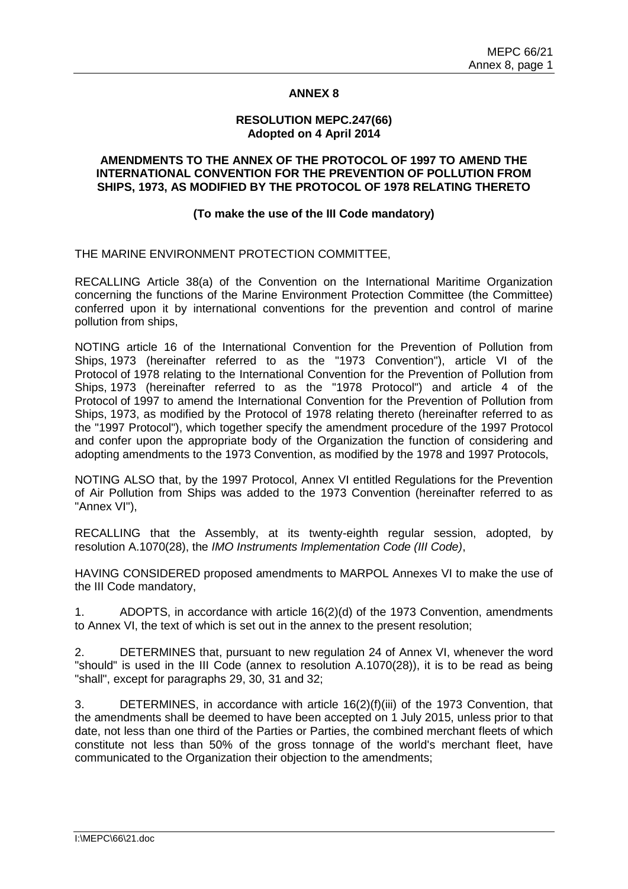## ANNEX 8

### RESOLUTION MEPC.247(66)
**Adopted on 4 April 2014**

### AMENDMENTS TO THE ANNEX OF THE PROTOCOL OF 1997 TO AMEND THE INTERNATIONAL CONVENTION FOR THE PREVENTION OF POLLUTION FROM SHIPS, 1973, AS MODIFIED BY THE PROTOCOL OF 1978 RELATING THERETO

**(To make the use of the III Code mandatory)**

THE MARINE ENVIRONMENT PROTECTION COMMITTEE,

RECALLING Article 38(a) of the Convention on the International Maritime Organization concerning the functions of the Marine Environment Protection Committee (the Committee) conferred upon it by international conventions for the prevention and control of marine pollution from ships,

NOTING article 16 of the International Convention for the Prevention of Pollution from Ships, 1973 (hereinafter referred to as the "1973 Convention"), article VI of the Protocol of 1978 relating to the International Convention for the Prevention of Pollution from Ships, 1973 (hereinafter referred to as the "1978 Protocol") and article 4 of the Protocol of 1997 to amend the International Convention for the Prevention of Pollution from Ships, 1973, as modified by the Protocol of 1978 relating thereto (hereinafter referred to as the "1997 Protocol"), which together specify the amendment procedure of the 1997 Protocol and confer upon the appropriate body of the Organization the function of considering and adopting amendments to the 1973 Convention, as modified by the 1978 and 1997 Protocols,

NOTING ALSO that, by the 1997 Protocol, Annex VI entitled Regulations for the Prevention of Air Pollution from Ships was added to the 1973 Convention (hereinafter referred to as "Annex VI"),

RECALLING that the Assembly, at its twenty-eighth regular session, adopted, by resolution A.1070(28), the *IMO Instruments Implementation Code (III Code)*,

HAVING CONSIDERED proposed amendments to MARPOL Annexes VI to make the use of the III Code mandatory,

1. ADOPTS, in accordance with article 16(2)(d) of the 1973 Convention, amendments to Annex VI, the text of which is set out in the annex to the present resolution;

2. DETERMINES that, pursuant to new regulation 24 of Annex VI, whenever the word "should" is used in the III Code (annex to resolution A.1070(28)), it is to be read as being "shall", except for paragraphs 29, 30, 31 and 32;

3. DETERMINES, in accordance with article 16(2)(f)(iii) of the 1973 Convention, that the amendments shall be deemed to have been accepted on 1 July 2015, unless prior to that date, not less than one third of the Parties or Parties, the combined merchant fleets of which constitute not less than 50% of the gross tonnage of the world's merchant fleet, have communicated to the Organization their objection to the amendments;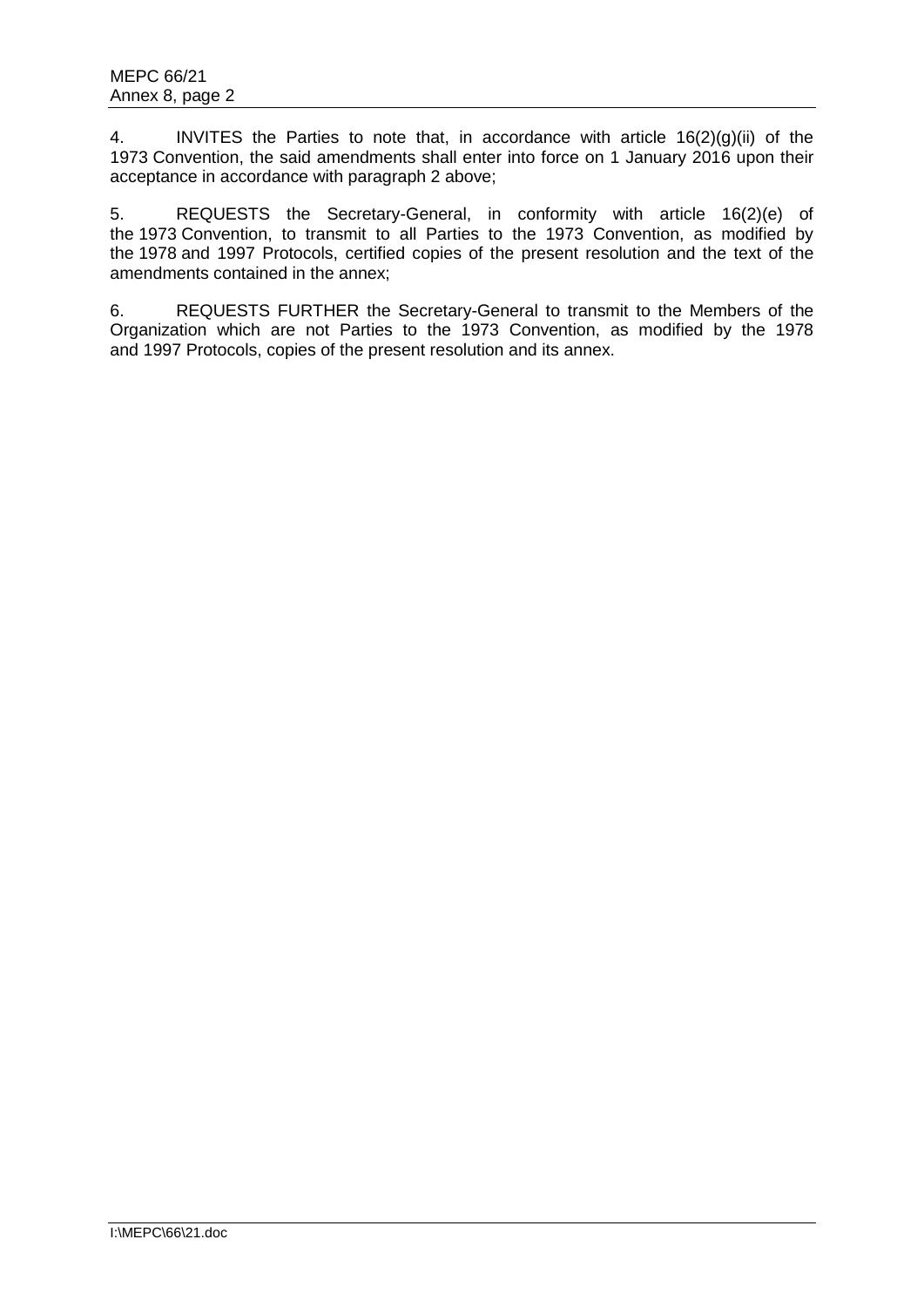4. INVITES the Parties to note that, in accordance with article 16(2)(g)(ii) of the 1973 Convention, the said amendments shall enter into force on 1 January 2016 upon their acceptance in accordance with paragraph 2 above;

5. REQUESTS the Secretary-General, in conformity with article 16(2)(e) of the 1973 Convention, to transmit to all Parties to the 1973 Convention, as modified by the 1978 and 1997 Protocols, certified copies of the present resolution and the text of the amendments contained in the annex;

6. REQUESTS FURTHER the Secretary-General to transmit to the Members of the Organization which are not Parties to the 1973 Convention, as modified by the 1978 and 1997 Protocols, copies of the present resolution and its annex.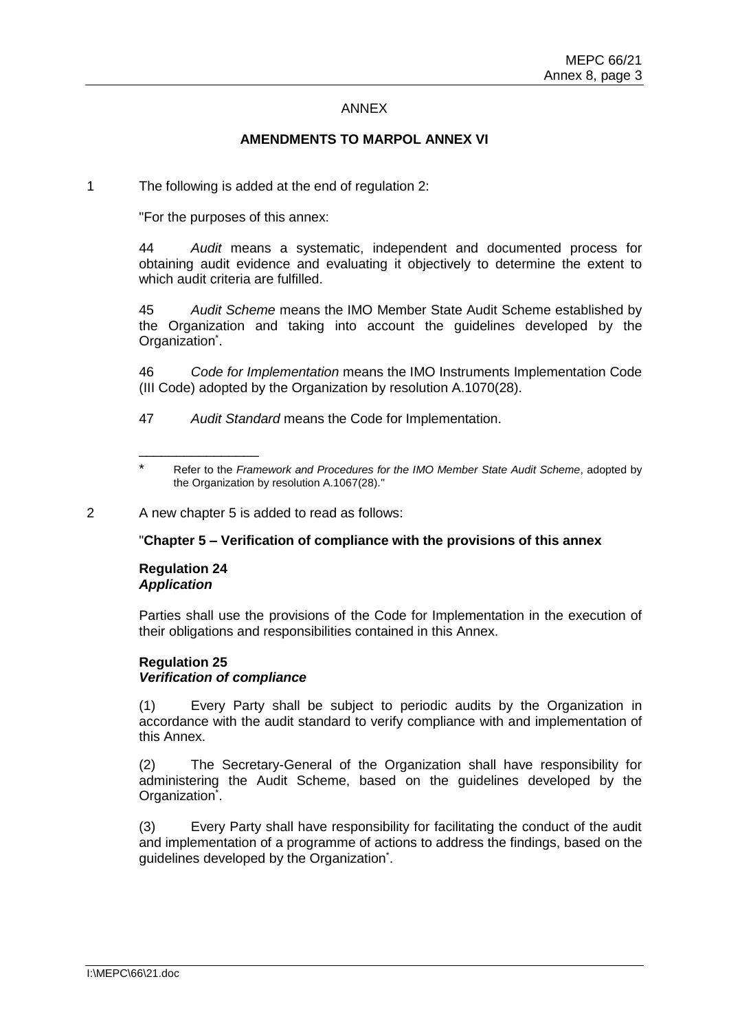ANNEX

**AMENDMENTS TO MARPOL ANNEX VI**

1 The following is added at the end of regulation 2:

"For the purposes of this annex:

44 *Audit* means a systematic, independent and documented process for obtaining audit evidence and evaluating it objectively to determine the extent to which audit criteria are fulfilled.

45 *Audit Scheme* means the IMO Member State Audit Scheme established by the Organization and taking into account the guidelines developed by the Organization*.

46 *Code for Implementation* means the IMO Instruments Implementation Code (III Code) adopted by the Organization by resolution A.1070(28).

47 *Audit Standard* means the Code for Implementation.

---

\* Refer to the *Framework and Procedures for the IMO Member State Audit Scheme*, adopted by the Organization by resolution A.1067(28)."

2 A new chapter 5 is added to read as follows:

"**Chapter 5 – Verification of compliance with the provisions of this annex**

**Regulation 24**
***Application***

Parties shall use the provisions of the Code for Implementation in the execution of their obligations and responsibilities contained in this Annex.

**Regulation 25**
***Verification of compliance***

(1) Every Party shall be subject to periodic audits by the Organization in accordance with the audit standard to verify compliance with and implementation of this Annex.

(2) The Secretary-General of the Organization shall have responsibility for administering the Audit Scheme, based on the guidelines developed by the Organization*.

(3) Every Party shall have responsibility for facilitating the conduct of the audit and implementation of a programme of actions to address the findings, based on the guidelines developed by the Organization*.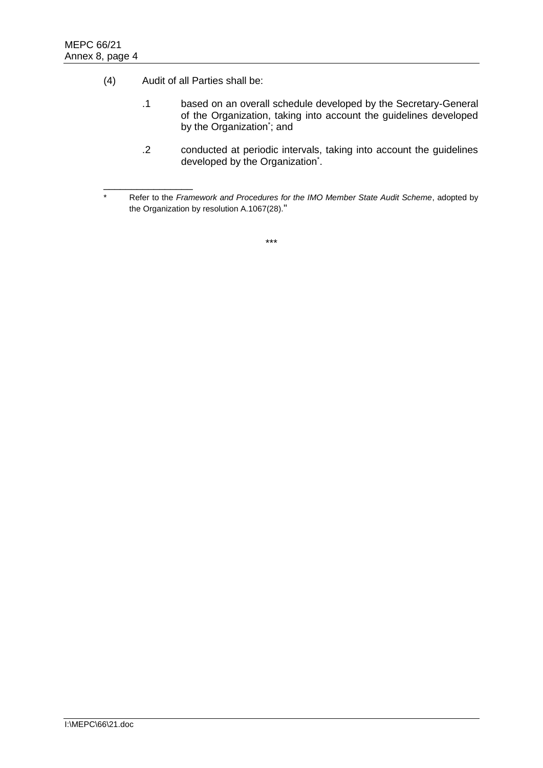(4) Audit of all Parties shall be:

.1 based on an overall schedule developed by the Secretary-General of the Organization, taking into account the guidelines developed by the Organization*; and

.2 conducted at periodic intervals, taking into account the guidelines developed by the Organization*.

---

\* Refer to the *Framework and Procedures for the IMO Member State Audit Scheme*, adopted by the Organization by resolution A.1067(28)."

***